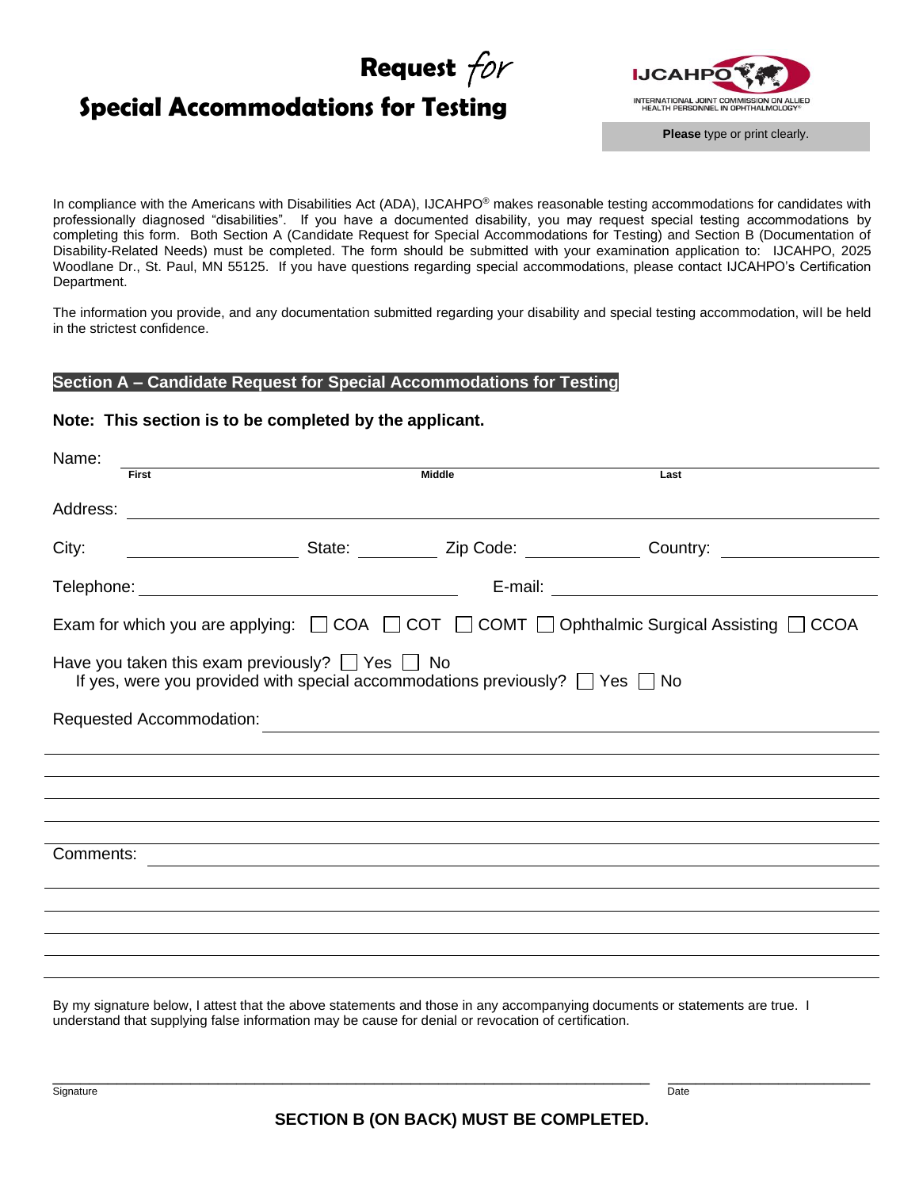# Request *for* Special Accommodations for Testing

IJCAHPO — INTERNATIONAL JOINT COMMISSION ON ALLIED HEALTH PERSONNEL IN OPHTHALMOLOGY®

**Please** type or print clearly.

In compliance with the Americans with Disabilities Act (ADA), IJCAHPO® makes reasonable testing accommodations for candidates with professionally diagnosed "disabilities". If you have a documented disability, you may request special testing accommodations by completing this form. Both Section A (Candidate Request for Special Accommodations for Testing) and Section B (Documentation of Disability-Related Needs) must be completed. The form should be submitted with your examination application to: IJCAHPO, 2025 Woodlane Dr., St. Paul, MN 55125. If you have questions regarding special accommodations, please contact IJCAHPO's Certification Department.

The information you provide, and any documentation submitted regarding your disability and special testing accommodation, will be held in the strictest confidence.

## Section A – Candidate Request for Special Accommodations for Testing

**Note: This section is to be completed by the applicant.**

Name: ______________________________________________
First &nbsp;&nbsp;&nbsp;&nbsp; Middle &nbsp;&nbsp;&nbsp;&nbsp; Last

Address: ______________________________________________

City: ____________ State: ________ Zip Code: ____________ Country: ____________

Telephone: ______________________ E-mail: ______________________

Exam for which you are applying: ☐ COA ☐ COT ☐ COMT ☐ Ophthalmic Surgical Assisting ☐ CCOA

Have you taken this exam previously? ☐ Yes ☐ No

If yes, were you provided with special accommodations previously? ☐ Yes ☐ No

Requested Accommodation: ______________________________________________

______________________________________________

______________________________________________

______________________________________________

______________________________________________

______________________________________________

Comments: ______________________________________________

______________________________________________

______________________________________________

______________________________________________

______________________________________________

______________________________________________

By my signature below, I attest that the above statements and those in any accompanying documents or statements are true. I understand that supplying false information may be cause for denial or revocation of certification.

______________________________________________ ______________________
Signature &nbsp;&nbsp;&nbsp;&nbsp; Date

**SECTION B (ON BACK) MUST BE COMPLETED.**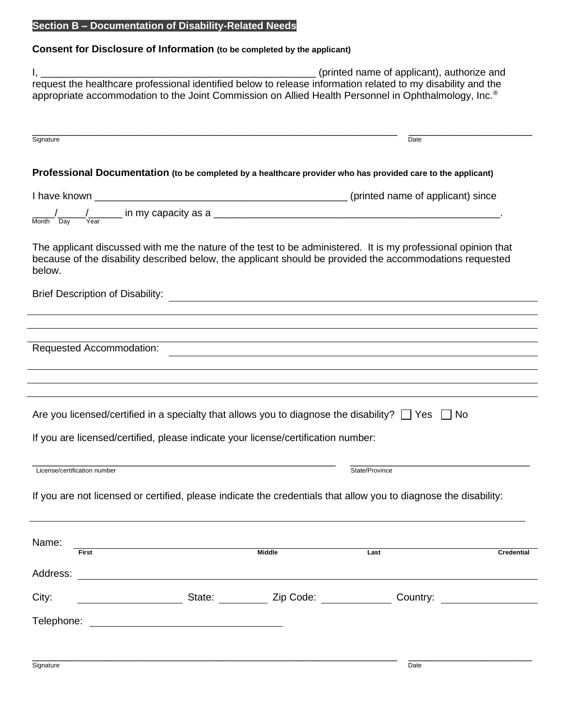## Section B – Documentation of Disability-Related Needs

**Consent for Disclosure of Information** (to be completed by the applicant)

I, _______________________________________________ (printed name of applicant), authorize and request the healthcare professional identified below to release information related to my disability and the appropriate accommodation to the Joint Commission on Allied Health Personnel in Ophthalmology, Inc.®

_______________________________________________ _______________

Signature Date

**Professional Documentation** (to be completed by a healthcare provider who has provided care to the applicant)

I have known ____________________________________________ (printed name of applicant) since

____/_____/______ in my capacity as a __________________________________________________.

Month Day Year

The applicant discussed with me the nature of the test to be administered. It is my professional opinion that because of the disability described below, the applicant should be provided the accommodations requested below.

Brief Description of Disability: ____________________________________________

____________________________________________

____________________________________________

____________________________________________

Requested Accommodation: ____________________________________________

____________________________________________

____________________________________________

____________________________________________

Are you licensed/certified in a specialty that allows you to diagnose the disability? ☐ Yes ☐ No

If you are licensed/certified, please indicate your license/certification number:

_______________________________________________ _______________________

License/certification number State/Province

If you are not licensed or certified, please indicate the credentials that allow you to diagnose the disability:

____________________________________________

Name: ____________________________________________

First Middle Last Credential

Address: ____________________________________________

City: ______________ State: ________ Zip Code: __________ Country: ______________

Telephone: ________________________

_______________________________________________ _______________

Signature Date